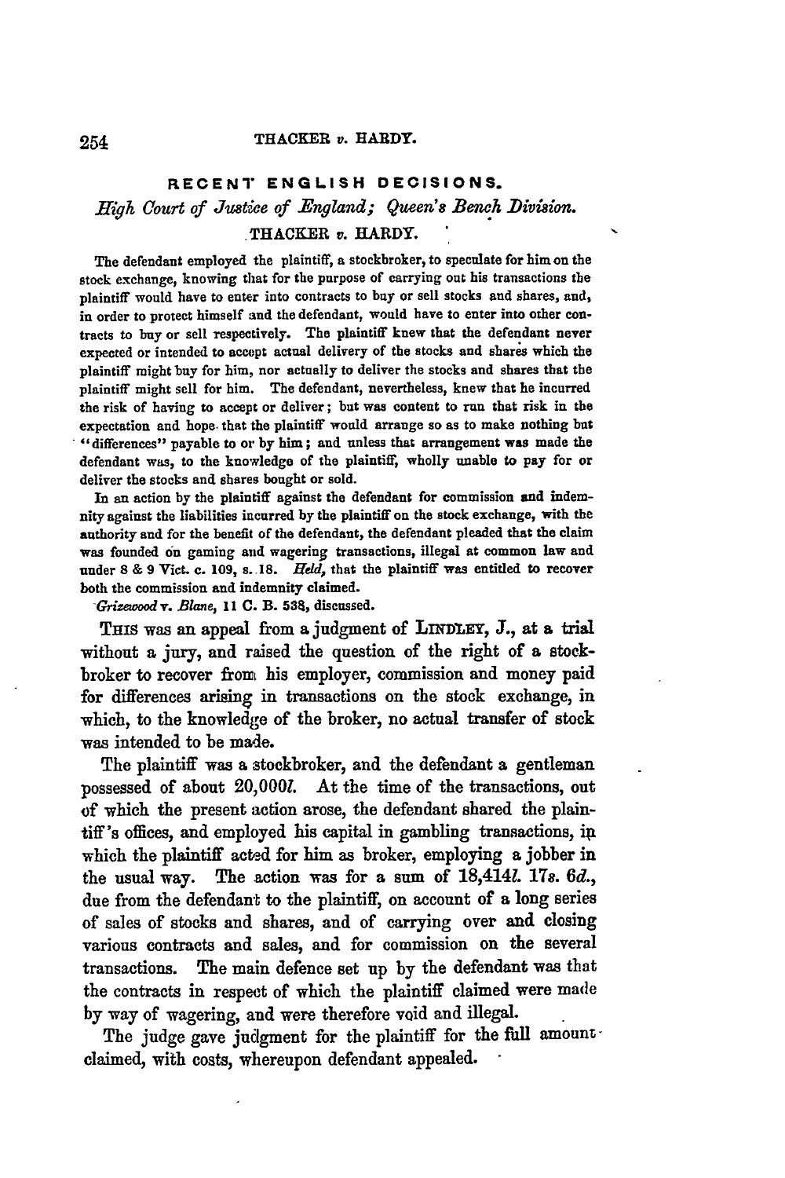## RECENT ENGLISH DECISIONS.

### *High Court of Justice of England; Queen's Bench Division.*

### THACKER *v.* HARDY.

The defendant employed the plaintiff, a stockbroker, to speculate for him on the stock exchange, knowing that for the purpose of carrying out his transactions the plaintiff would have to enter into contracts to buy or sell stocks and shares, and, in order to protect himself and the defendant, would have to enter into other contracts to buy or sell respectively. The plaintiff knew that the defendant never expected or intended to accept actual delivery of the stocks and shares which the plaintiff might buy for him, nor actually to deliver the stocks and shares that the plaintiff might sell for him. The defendant, nevertheless, knew that he incurred the risk of having to accept or deliver; but was content to run that risk in the expectation and hope that the plaintiff would arrange so as to make nothing but "differences" payable to or by him; and unless that arrangement was made the defendant was, to the knowledge of the plaintiff, wholly unable to pay for or deliver the stocks and shares bought or sold.

In an action by the plaintiff against the defendant for commission and indemnity against the liabilities incurred by the plaintiff on the stock exchange, with the authority and for the benefit of the defendant, the defendant pleaded that the claim was founded on gaming and wagering transactions, illegal at common law and under 8 & 9 Vict. c. 109, s. 18. *Held*, that the plaintiff was entitled to recover both the commission and indemnity claimed.

*Grizewood* v. *Blane*, 11 C. B. 538, discussed.

THIS was an appeal from a judgment of LINDLEY, J., at a trial without a jury, and raised the question of the right of a stockbroker to recover from his employer, commission and money paid for differences arising in transactions on the stock exchange, in which, to the knowledge of the broker, no actual transfer of stock was intended to be made.

The plaintiff was a stockbroker, and the defendant a gentleman possessed of about 20,000*l.* At the time of the transactions, out of which the present action arose, the defendant shared the plaintiff's offices, and employed his capital in gambling transactions, in which the plaintiff acted for him as broker, employing a jobber in the usual way. The action was for a sum of 18,414*l.* 17*s.* 6*d.*, due from the defendant to the plaintiff, on account of a long series of sales of stocks and shares, and of carrying over and closing various contracts and sales, and for commission on the several transactions. The main defence set up by the defendant was that the contracts in respect of which the plaintiff claimed were made by way of wagering, and were therefore void and illegal.

The judge gave judgment for the plaintiff for the full amount claimed, with costs, whereupon defendant appealed.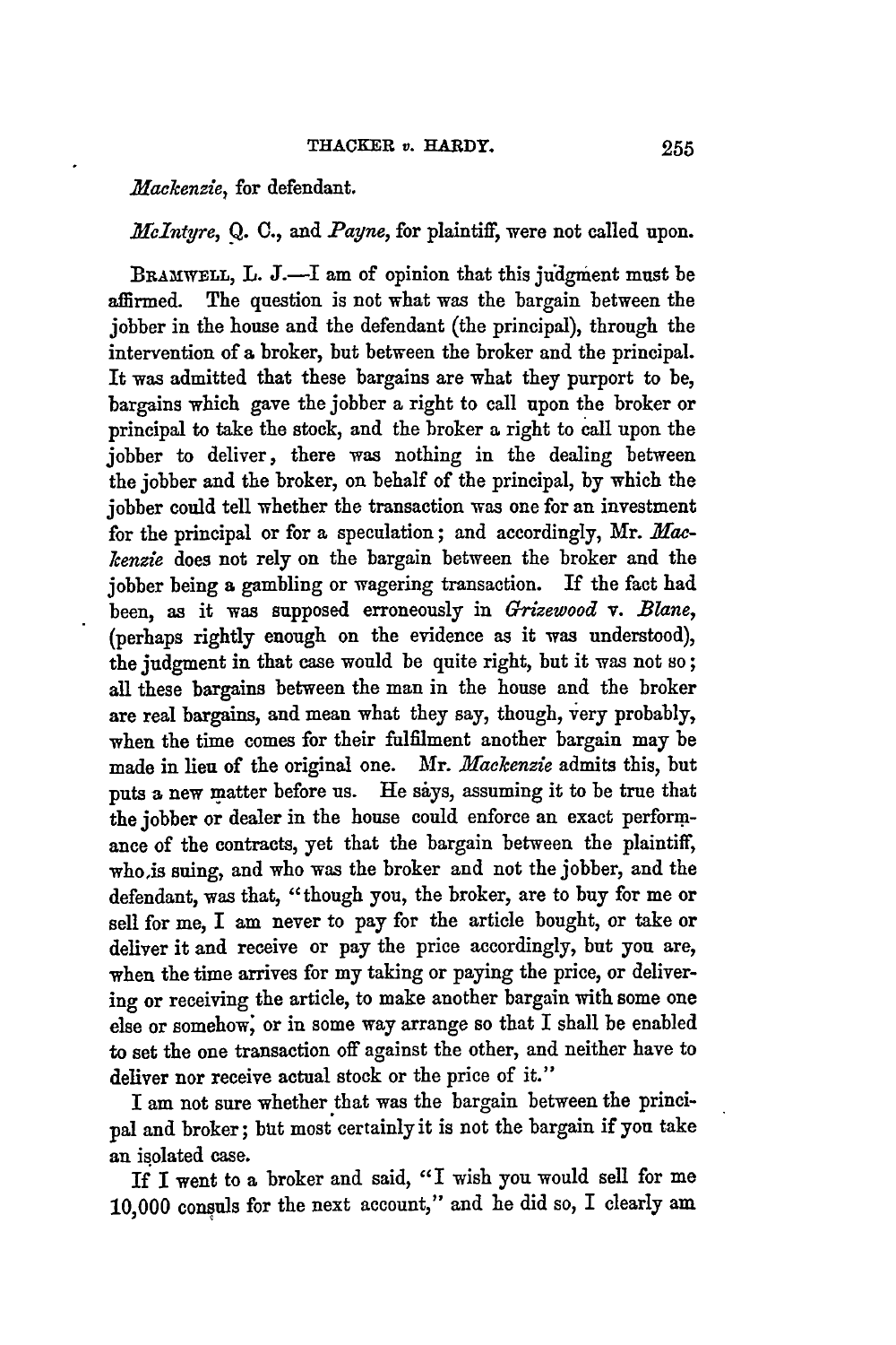*Mackenzie*, for defendant.

*McIntyre*, Q. C., and *Payne*, for plaintiff, were not called upon.

BRAMWELL, L. J.—I am of opinion that this judgment must be affirmed. The question is not what was the bargain between the jobber in the house and the defendant (the principal), through the intervention of a broker, but between the broker and the principal. It was admitted that these bargains are what they purport to be, bargains which gave the jobber a right to call upon the broker or principal to take the stock, and the broker a right to call upon the jobber to deliver, there was nothing in the dealing between the jobber and the broker, on behalf of the principal, by which the jobber could tell whether the transaction was one for an investment for the principal or for a speculation; and accordingly, Mr. *Mackenzie* does not rely on the bargain between the broker and the jobber being a gambling or wagering transaction. If the fact had been, as it was supposed erroneously in *Grizewood* v. *Blane*, (perhaps rightly enough on the evidence as it was understood), the judgment in that case would be quite right, but it was not so; all these bargains between the man in the house and the broker are real bargains, and mean what they say, though, very probably, when the time comes for their fulfilment another bargain may be made in lieu of the original one. Mr. *Mackenzie* admits this, but puts a new matter before us. He says, assuming it to be true that the jobber or dealer in the house could enforce an exact performance of the contracts, yet that the bargain between the plaintiff, who is suing, and who was the broker and not the jobber, and the defendant, was that, "though you, the broker, are to buy for me or sell for me, I am never to pay for the article bought, or take or deliver it and receive or pay the price accordingly, but you are, when the time arrives for my taking or paying the price, or delivering or receiving the article, to make another bargain with some one else or somehow, or in some way arrange so that I shall be enabled to set the one transaction off against the other, and neither have to deliver nor receive actual stock or the price of it."

I am not sure whether that was the bargain between the principal and broker; but most certainly it is not the bargain if you take an isolated case.

If I went to a broker and said, "I wish you would sell for me 10,000 consuls for the next account," and he did so, I clearly am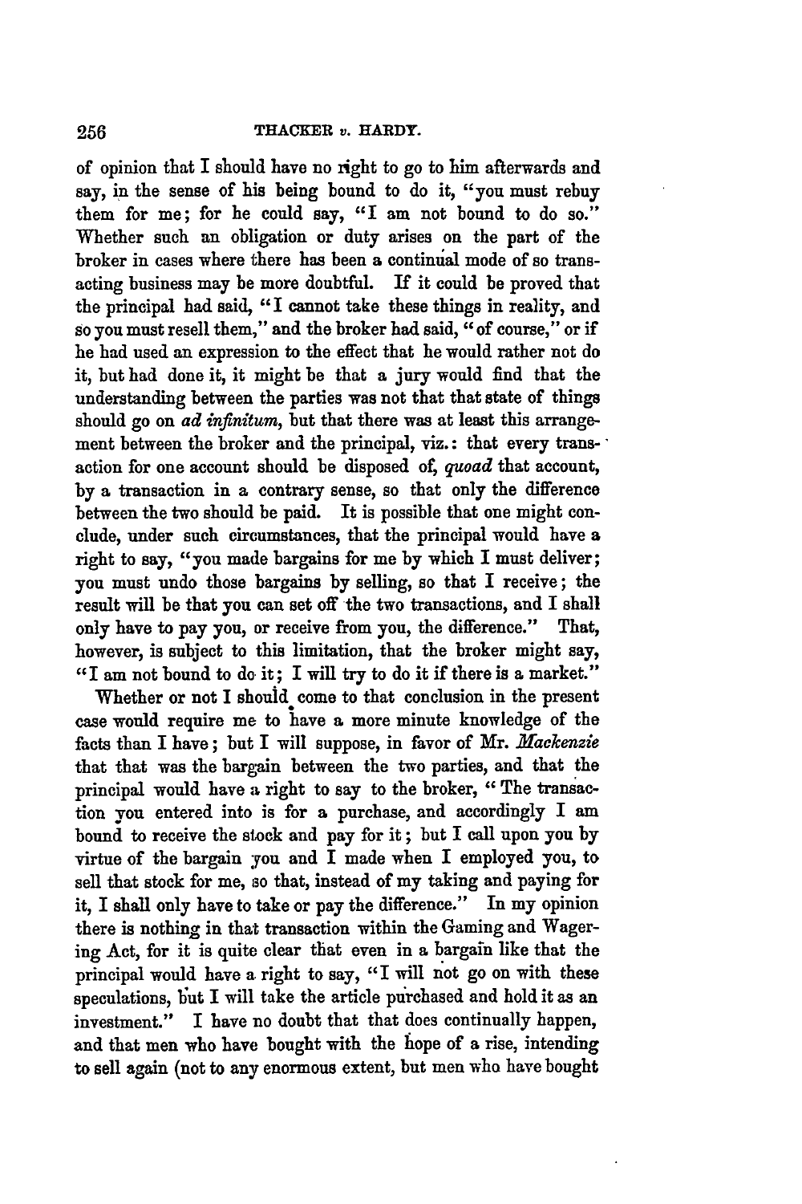of opinion that I should have no right to go to him afterwards and say, in the sense of his being bound to do it, "you must rebuy them for me; for he could say, "I am not bound to do so." Whether such an obligation or duty arises on the part of the broker in cases where there has been a continual mode of so transacting business may be more doubtful. If it could be proved that the principal had said, "I cannot take these things in reality, and so you must resell them," and the broker had said, "of course," or if he had used an expression to the effect that he would rather not do it, but had done it, it might be that a jury would find that the understanding between the parties was not that that state of things should go on *ad infinitum*, but that there was at least this arrangement between the broker and the principal, viz.: that every transaction for one account should be disposed of, *quoad* that account, by a transaction in a contrary sense, so that only the difference between the two should be paid. It is possible that one might conclude, under such circumstances, that the principal would have a right to say, "you made bargains for me by which I must deliver; you must undo those bargains by selling, so that I receive; the result will be that you can set off the two transactions, and I shall only have to pay you, or receive from you, the difference." That, however, is subject to this limitation, that the broker might say, "I am not bound to do it; I will try to do it if there is a market."

Whether or not I should come to that conclusion in the present case would require me to have a more minute knowledge of the facts than I have; but I will suppose, in favor of Mr. *Mackenzie* that that was the bargain between the two parties, and that the principal would have a right to say to the broker, "The transaction you entered into is for a purchase, and accordingly I am bound to receive the stock and pay for it; but I call upon you by virtue of the bargain you and I made when I employed you, to sell that stock for me, so that, instead of my taking and paying for it, I shall only have to take or pay the difference." In my opinion there is nothing in that transaction within the Gaming and Wagering Act, for it is quite clear that even in a bargain like that the principal would have a right to say, "I will not go on with these speculations, but I will take the article purchased and hold it as an investment." I have no doubt that that does continually happen, and that men who have bought with the hope of a rise, intending to sell again (not to any enormous extent, but men who have bought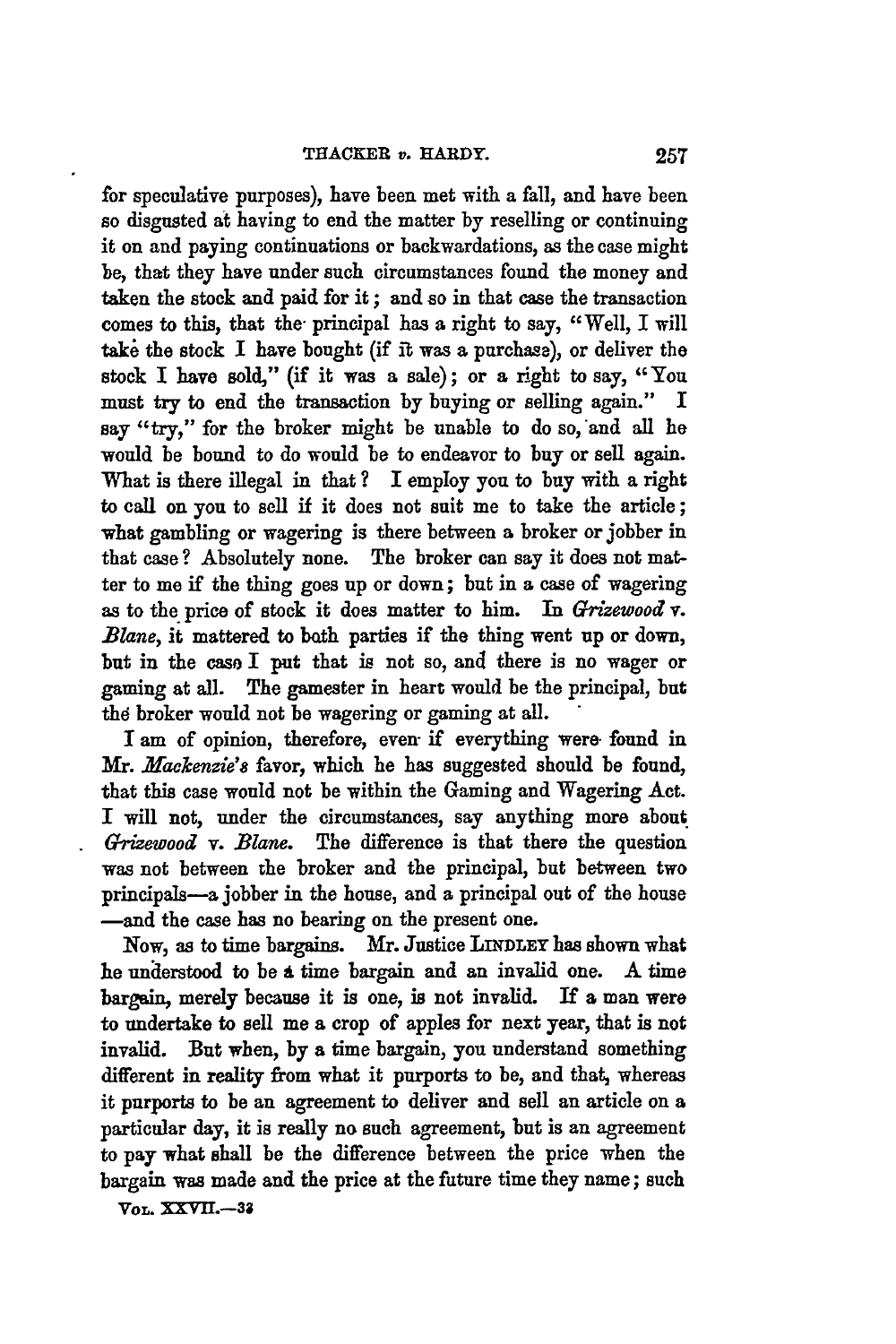for speculative purposes), have been met with a fall, and have been so disgusted at having to end the matter by reselling or continuing it on and paying continuations or backwardations, as the case might be, that they have under such circumstances found the money and taken the stock and paid for it; and so in that case the transaction comes to this, that the principal has a right to say, "Well, I will take the stock I have bought (if it was a purchase), or deliver the stock I have sold," (if it was a sale); or a right to say, "You must try to end the transaction by buying or selling again." I say "try," for the broker might be unable to do so, and all he would be bound to do would be to endeavor to buy or sell again. What is there illegal in that? I employ you to buy with a right to call on you to sell if it does not suit me to take the article; what gambling or wagering is there between a broker or jobber in that case? Absolutely none. The broker can say it does not matter to me if the thing goes up or down; but in a case of wagering as to the price of stock it does matter to him. In *Grizewood* v. *Blane*, it mattered to both parties if the thing went up or down, but in the case I put that is not so, and there is no wager or gaming at all. The gamester in heart would be the principal, but the broker would not be wagering or gaming at all.

I am of opinion, therefore, even if everything were found in Mr. *Mackenzie's* favor, which he has suggested should be found, that this case would not be within the Gaming and Wagering Act. I will not, under the circumstances, say anything more about *Grizewood* v. *Blane*. The difference is that there the question was not between the broker and the principal, but between two principals—a jobber in the house, and a principal out of the house—and the case has no bearing on the present one.

Now, as to time bargains. Mr. Justice LINDLEY has shown what he understood to be a time bargain and an invalid one. A time bargain, merely because it is one, is not invalid. If a man were to undertake to sell me a crop of apples for next year, that is not invalid. But when, by a time bargain, you understand something different in reality from what it purports to be, and that, whereas it purports to be an agreement to deliver and sell an article on a particular day, it is really no such agreement, but is an agreement to pay what shall be the difference between the price when the bargain was made and the price at the future time they name; such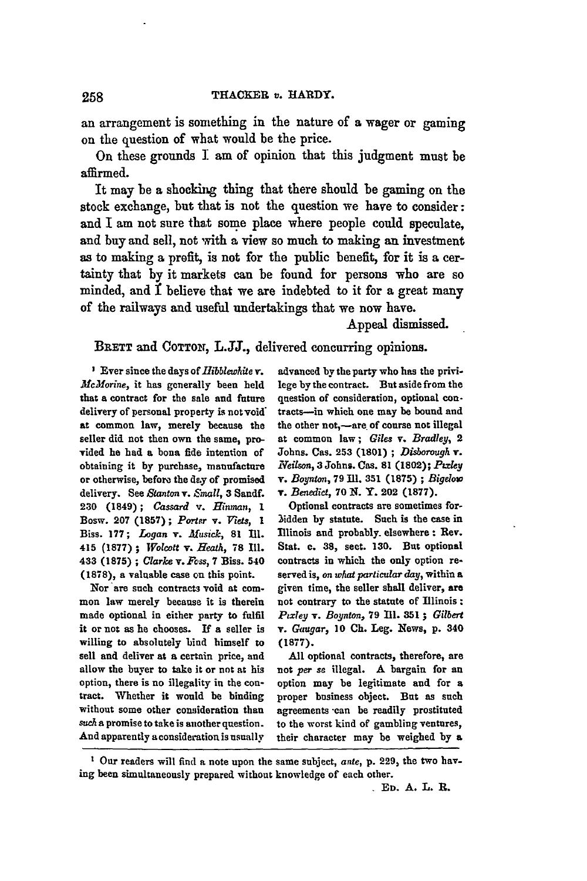an arrangement is something in the nature of a wager or gaming on the question of what would be the price.

On these grounds I am of opinion that this judgment must be affirmed.

It may be a shocking thing that there should be gaming on the stock exchange, but that is not the question we have to consider: and I am not sure that some place where people could speculate, and buy and sell, not with a view so much to making an investment as to making a profit, is not for the public benefit, for it is a certainty that by it markets can be found for persons who are so minded, and I believe that we are indebted to it for a great many of the railways and useful undertakings that we now have.

Appeal dismissed.

BRETT and COTTON, L.JJ., delivered concurring opinions.

[1] Ever since the days of *Hibblewhite* v. *McMorine*, it has generally been held that a contract for the sale and future delivery of personal property is not void at common law, merely because the seller did not then own the same, provided he had a bona fide intention of obtaining it by purchase, manufacture or otherwise, before the day of promised delivery. See *Stanton* v. *Small*, 3 Sandf. 230 (1849); *Cassard* v. *Hinman*, 1 Bosw. 207 (1857); *Porter* v. *Viets*, 1 Biss. 177; *Logan* v. *Musick*, 81 Ill. 415 (1877); *Wolcott* v. *Heath*, 78 Ill. 433 (1875); *Clarke* v. *Foss*, 7 Biss. 540 (1878), a valuable case on this point.

Nor are such contracts void at common law merely because it is therein made optional in either party to fulfil it or not as he chooses. If a seller is willing to absolutely bind himself to sell and deliver at a certain price, and allow the buyer to take it or not at his option, there is no illegality in the contract. Whether it would be binding without some other consideration than *such* a promise to take is another question. And apparently a consideration is usually advanced by the party who has the privilege by the contract. But aside from the question of consideration, optional contracts—in which one may be bound and the other not,—are of course not illegal at common law; *Giles* v. *Bradley*, 2 Johns. Cas. 253 (1801); *Disborough* v. *Neilson*, 3 Johns. Cas. 81 (1802); *Pixley* v. *Boynton*, 79 Ill. 351 (1875); *Bigelow* v. *Benedict*, 70 N. Y. 202 (1877).

Optional contracts are sometimes forbidden by statute. Such is the case in Illinois and probably elsewhere: Rev. Stat. c. 38, sect. 130. But optional contracts in which the only option reserved is, *on what particular day*, within a given time, the seller shall deliver, are not contrary to the statute of Illinois: *Pixley* v. *Boynton*, 79 Ill. 351; *Gilbert* v. *Gaugar*, 10 Ch. Leg. News, p. 340 (1877).

All optional contracts, therefore, are not *per se* illegal. A bargain for an option may be legitimate and for a proper business object. But as such agreements can be readily prostituted to the worst kind of gambling ventures, their character may be weighed by a

[1] Our readers will find a note upon the same subject, *ante*, p. 229, the two having been simultaneously prepared without knowledge of each other.

ED. A. L. R.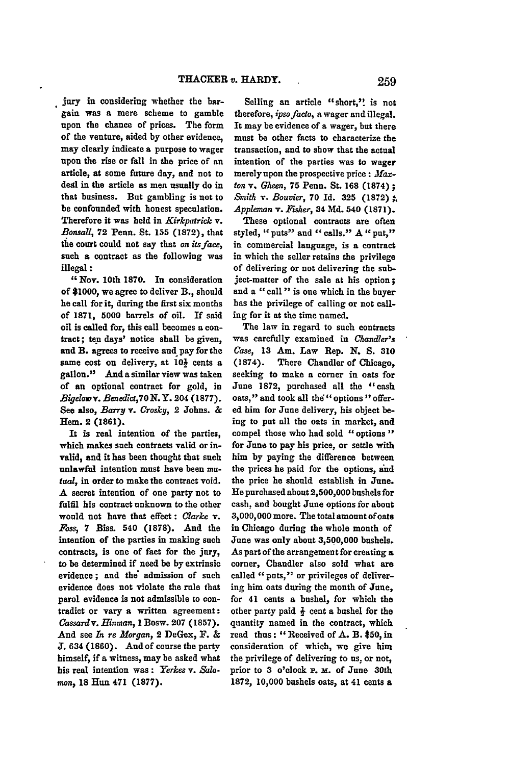jury in considering whether the bargain was a mere scheme to gamble upon the chance of prices. The form of the venture, aided by other evidence, may clearly indicate a purpose to wager upon the rise or fall in the price of an article, at some future day, and not to deal in the article as men usually do in that business. But gambling is not to be confounded with honest speculation. Therefore it was held in *Kirkpatrick* v. *Bonsall*, 72 Penn. St. 155 (1872), that the court could not say that *on its face*, such a contract as the following was illegal:

"Nov. 10th 1870. In consideration of $1000, we agree to deliver B., should he call for it, during the first six months of 1871, 5000 barrels of oil. If said oil is called for, this call becomes a contract; ten days' notice shall be given, and B. agrees to receive and pay for the same cost on delivery, at 10½ cents a gallon." And a similar view was taken of an optional contract for gold, in *Bigelow* v. *Benedict*, 70 N. Y. 204 (1877). See also, *Barry* v. *Crosky*, 2 Johns. & Hem. 2 (1861).

It is real intention of the parties, which makes such contracts valid or invalid, and it has been thought that such unlawful intention must have been *mutual*, in order to make the contract void. A secret intention of one party not to fulfil his contract unknown to the other would not have that effect: *Clarke* v. *Foss*, 7 Biss. 540 (1878). And the intention of the parties in making such contracts, is one of fact for the jury, to be determined if need be by extrinsic evidence; and the admission of such evidence does not violate the rule that parol evidence is not admissible to contradict or vary a written agreement: *Cassard* v. *Hinman*, 1 Bosw. 207 (1857). And see *In re Morgan*, 2 DeGex, F. & J. 634 (1860). And of course the party himself, if a witness, may be asked what his real intention was: *Yerkes* v. *Salomon*, 18 Hun 471 (1877).

Selling an article "short," is not therefore, *ipso facto*, a wager and illegal. It may be evidence of a wager, but there must be other facts to characterize the transaction, and to show that the actual intention of the parties was to wager merely upon the prospective price: *Maxton* v. *Gheen*, 75 Penn. St. 168 (1874); *Smith* v. *Bouvier*, 70 Id. 325 (1872); *Appleman* v. *Fisher*, 34 Md. 540 (1871).

These optional contracts are often styled, "puts" and "calls." A "put," in commercial language, is a contract in which the seller retains the privilege of delivering or not delivering the subject-matter of the sale at his option; and a "call" is one which in the buyer has the privilege of calling or not calling for it at the time named.

The law in regard to such contracts was carefully examined in *Chandler's Case*, 13 Am. Law Rep. N. S. 310 (1874). There Chandler of Chicago, seeking to make a corner in oats for June 1872, purchased all the "cash oats," and took all the "options" offered him for June delivery, his object being to put all the oats in market, and compel those who had sold "options" for June to pay his price, or settle with him by paying the difference between the prices he paid for the options, and the price he should establish in June. He purchased about 2,500,000 bushels for cash, and bought June options for about 3,000,000 more. The total amount of oats in Chicago during the whole month of June was only about 3,500,000 bushels. As part of the arrangement for creating a corner, Chandler also sold what are called "puts," or privileges of delivering him oats during the month of June, for 41 cents a bushel, for which the other party paid ½ cent a bushel for the quantity named in the contract, which read thus: "Received of A. B. $50, in consideration of which, we give him the privilege of delivering to us, or not, prior to 3 o'clock P. M. of June 30th 1872, 10,000 bushels oats, at 41 cents a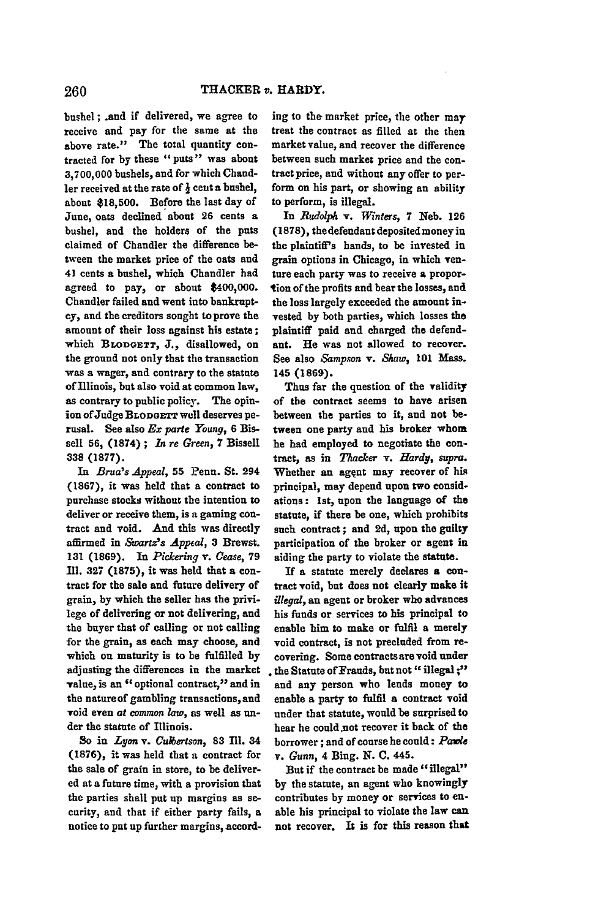bushel; and if delivered, we agree to receive and pay for the same at the above rate." The total quantity contracted for by these "puts" was about 3,700,000 bushels, and for which Chandler received at the rate of ½ cent a bushel, about $18,500. Before the last day of June, oats declined about 26 cents a bushel, and the holders of the puts claimed of Chandler the difference between the market price of the oats and 41 cents a bushel, which Chandler had agreed to pay, or about $400,000. Chandler failed and went into bankruptcy, and the creditors sought to prove the amount of their loss against his estate; which BLODGETT, J., disallowed, on the ground not only that the transaction was a wager, and contrary to the statute of Illinois, but also void at common law, as contrary to public policy. The opinion of Judge BLODGETT well deserves perusal. See also *Ex parte Young*, 6 Bissell 56, (1874); *In re Green*, 7 Bissell 338 (1877).

In *Brua's Appeal*, 55 Penn. St. 294 (1867), it was held that a contract to purchase stocks without the intention to deliver or receive them, is a gaming contract and void. And this was directly affirmed in *Swartz's Appeal*, 3 Brewst. 131 (1869). In *Pickering* v. *Cease*, 79 Ill. 327 (1875), it was held that a contract for the sale and future delivery of grain, by which the seller has the privilege of delivering or not delivering, and the buyer that of calling or not calling for the grain, as each may choose, and which on maturity is to be fulfilled by adjusting the differences in the market value, is an "optional contract," and in the nature of gambling transactions, and void even *at common law*, as well as under the statute of Illinois.

So in *Lyon* v. *Culbertson*, 83 Ill. 34 (1876), it was held that a contract for the sale of grain in store, to be delivered at a future time, with a provision that the parties shall put up margins as security, and that if either party fails, a notice to put up further margins, according to the market price, the other may treat the contract as filled at the then market value, and recover the difference between such market price and the contract price, and without any offer to perform on his part, or showing an ability to perform, is illegal.

In *Rudolph* v. *Winters*, 7 Neb. 126 (1878), the defendant deposited money in the plaintiff's hands, to be invested in grain options in Chicago, in which venture each party was to receive a proportion of the profits and bear the losses, and the loss largely exceeded the amount invested by both parties, which losses the plaintiff paid and charged the defendant. He was not allowed to recover. See also *Sampson* v. *Shaw*, 101 Mass. 145 (1869).

Thus far the question of the validity of the contract seems to have arisen between the parties to it, and not between one party and his broker whom he had employed to negotiate the contract, as in *Thacker* v. *Hardy*, *supra*. Whether an agent may recover of his principal, may depend upon two considerations: 1st, upon the language of the statute, if there be one, which prohibits such contract; and 2d, upon the guilty participation of the broker or agent in aiding the party to violate the statute.

If a statute merely declares a contract void, but does not clearly make it *illegal*, an agent or broker who advances his funds or services to his principal to enable him to make or fulfil a merely void contract, is not precluded from recovering. Some contracts are void under the Statute of Frauds, but not "illegal;" and any person who lends money to enable a party to fulfil a contract void under that statute, would be surprised to hear he could not recover it back of the borrower; and of course he could: *Pawle* v. *Gunn*, 4 Bing. N. C. 445.

But if the contract be made "illegal" by the statute, an agent who knowingly contributes by money or services to enable his principal to violate the law can not recover. It is for this reason that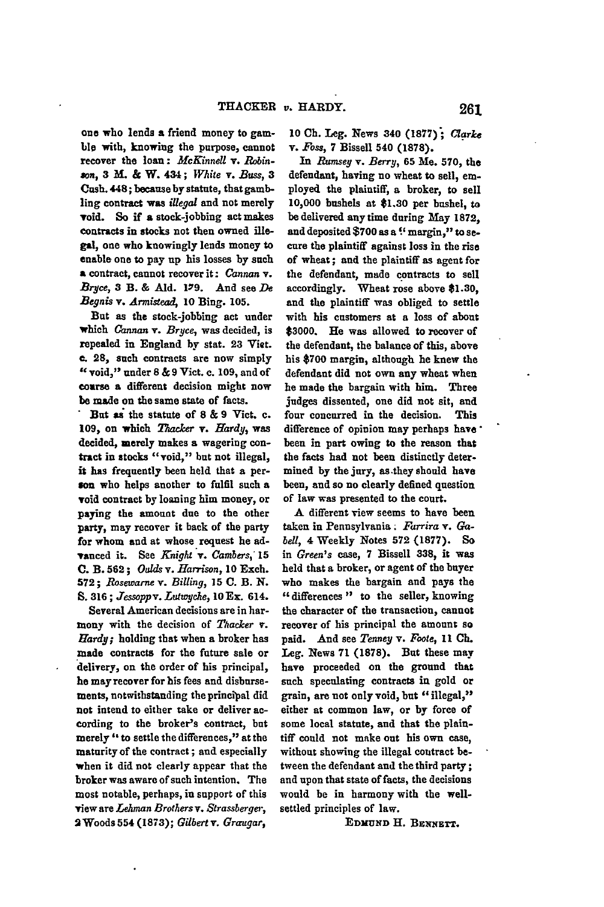one who lends a friend money to gamble with, knowing the purpose, cannot recover the loan: *McKinnell* v. *Robinson*, 3 M. & W. 434; *White* v. *Buss*, 3 Cush. 448; because by statute, that gambling contract was *illegal* and not merely void. So if a stock-jobbing act makes contracts in stocks not then owned illegal, one who knowingly lends money to enable one to pay up his losses by such a contract, cannot recover it: *Cannan* v. *Bryce*, 3 B. & Ald. 179. And see *De Begnis* v. *Armistead*, 10 Bing. 105.

But as the stock-jobbing act under which *Cannan* v. *Bryce*, was decided, is repealed in England by stat. 23 Vict. c. 28, such contracts are now simply "void," under 8 & 9 Vict. c. 109, and of course a different decision might now be made on the same state of facts.

But as the statute of 8 & 9 Vict. c. 109, on which *Thacker* v. *Hardy*, was decided, merely makes a wagering contract in stocks "void," but not illegal, it has frequently been held that a person who helps another to fulfil such a void contract by loaning him money, or paying the amount due to the other party, may recover it back of the party for whom and at whose request he advanced it. See *Knight* v. *Cambers*, 15 C. B. 562; *Oulds* v. *Harrison*, 10 Exch. 572; *Rosewarne* v. *Billing*, 15 C. B. N. S. 316; *Jessopp* v. *Lutwyche*, 10 Ex. 614.

Several American decisions are in harmony with the decision of *Thacker* v. *Hardy*; holding that when a broker has made contracts for the future sale or delivery, on the order of his principal, he may recover for his fees and disbursements, notwithstanding the principal did not intend to either take or deliver according to the broker's contract, but merely "to settle the differences," at the maturity of the contract; and especially when it did not clearly appear that the broker was aware of such intention. The most notable, perhaps, in support of this view are *Lehman Brothers* v. *Strassberger*, 2 Woods 554 (1873); *Gilbert* v. *Graugar*, 10 Ch. Leg. News 340 (1877); *Clarke* v. *Foss*, 7 Bissell 540 (1878).

In *Rumsey* v. *Berry*, 65 Me. 570, the defendant, having no wheat to sell, employed the plaintiff, a broker, to sell 10,000 bushels at \$1.30 per bushel, to be delivered any time during May 1872, and deposited \$700 as a "margin," to secure the plaintiff against loss in the rise of wheat; and the plaintiff as agent for the defendant, made contracts to sell accordingly. Wheat rose above \$1.30, and the plaintiff was obliged to settle with his customers at a loss of about \$3000. He was allowed to recover of the defendant, the balance of this, above his \$700 margin, although he knew the defendant did not own any wheat when he made the bargain with him. Three judges dissented, one did not sit, and four concurred in the decision. This difference of opinion may perhaps have been in part owing to the reason that the facts had not been distinctly determined by the jury, as they should have been, and so no clearly defined question of law was presented to the court.

A different view seems to have been taken in Pennsylvania: *Furrira* v. *Gabell*, 4 Weekly Notes 572 (1877). So in *Green's* case, 7 Bissell 338, it was held that a broker, or agent of the buyer who makes the bargain and pays the "differences" to the seller, knowing the character of the transaction, cannot recover of his principal the amount so paid. And see *Tenney* v. *Foote*, 11 Ch. Leg. News 71 (1878). But these may have proceeded on the ground that such speculating contracts in gold or grain, are not only void, but "illegal," either at common law, or by force of some local statute, and that the plaintiff could not make out his own case, without showing the illegal contract between the defendant and the third party; and upon that state of facts, the decisions would be in harmony with the well-settled principles of law.

EDMUND H. BENNETT.